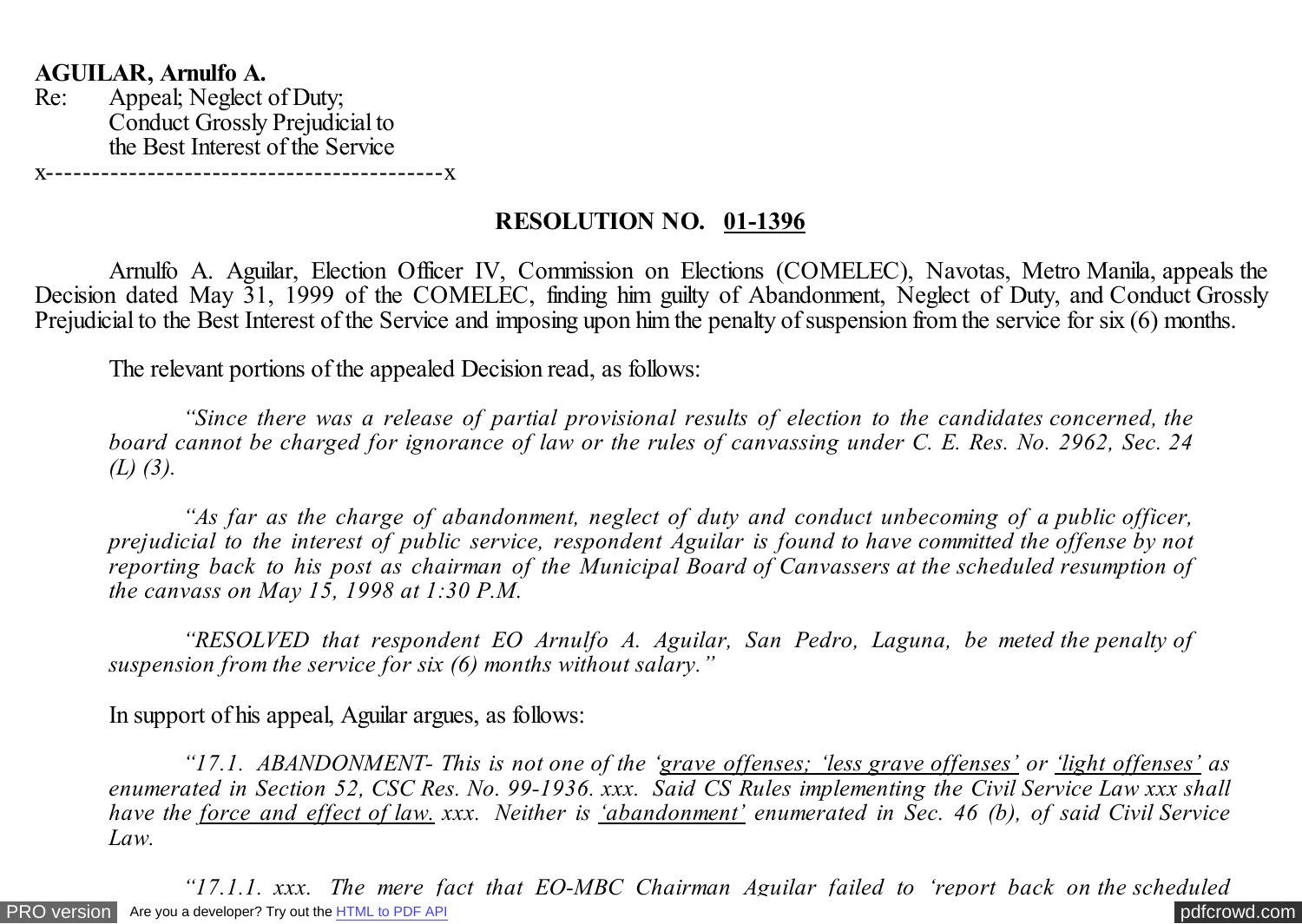**AGUILAR, Arnulfo A.**
Re: Appeal; Neglect of Duty;
Conduct Grossly Prejudicial to
the Best Interest of the Service

x--------------------------------------------x

**RESOLUTION NO. 01-1396**

Arnulfo A. Aguilar, Election Officer IV, Commission on Elections (COMELEC), Navotas, Metro Manila, appeals the Decision dated May 31, 1999 of the COMELEC, finding him guilty of Abandonment, Neglect of Duty, and Conduct Grossly Prejudicial to the Best Interest of the Service and imposing upon him the penalty of suspension from the service for six (6) months.

The relevant portions of the appealed Decision read, as follows:

*"Since there was a release of partial provisional results of election to the candidates concerned, the board cannot be charged for ignorance of law or the rules of canvassing under C. E. Res. No. 2962, Sec. 24 (L) (3).*

*"As far as the charge of abandonment, neglect of duty and conduct unbecoming of a public officer, prejudicial to the interest of public service, respondent Aguilar is found to have committed the offense by not reporting back to his post as chairman of the Municipal Board of Canvassers at the scheduled resumption of the canvass on May 15, 1998 at 1:30 P.M.*

*"RESOLVED that respondent EO Arnulfo A. Aguilar, San Pedro, Laguna, be meted the penalty of suspension from the service for six (6) months without salary."*

In support of his appeal, Aguilar argues, as follows:

*"17.1. ABANDONMENT- This is not one of the 'grave offenses; 'less grave offenses' or 'light offenses' as enumerated in Section 52, CSC Res. No. 99-1936. xxx. Said CS Rules implementing the Civil Service Law xxx shall have the force and effect of law. xxx. Neither is 'abandonment' enumerated in Sec. 46 (b), of said Civil Service Law.*

*"17.1.1. xxx. The mere fact that EO-MBC Chairman Aguilar failed to 'report back on the scheduled*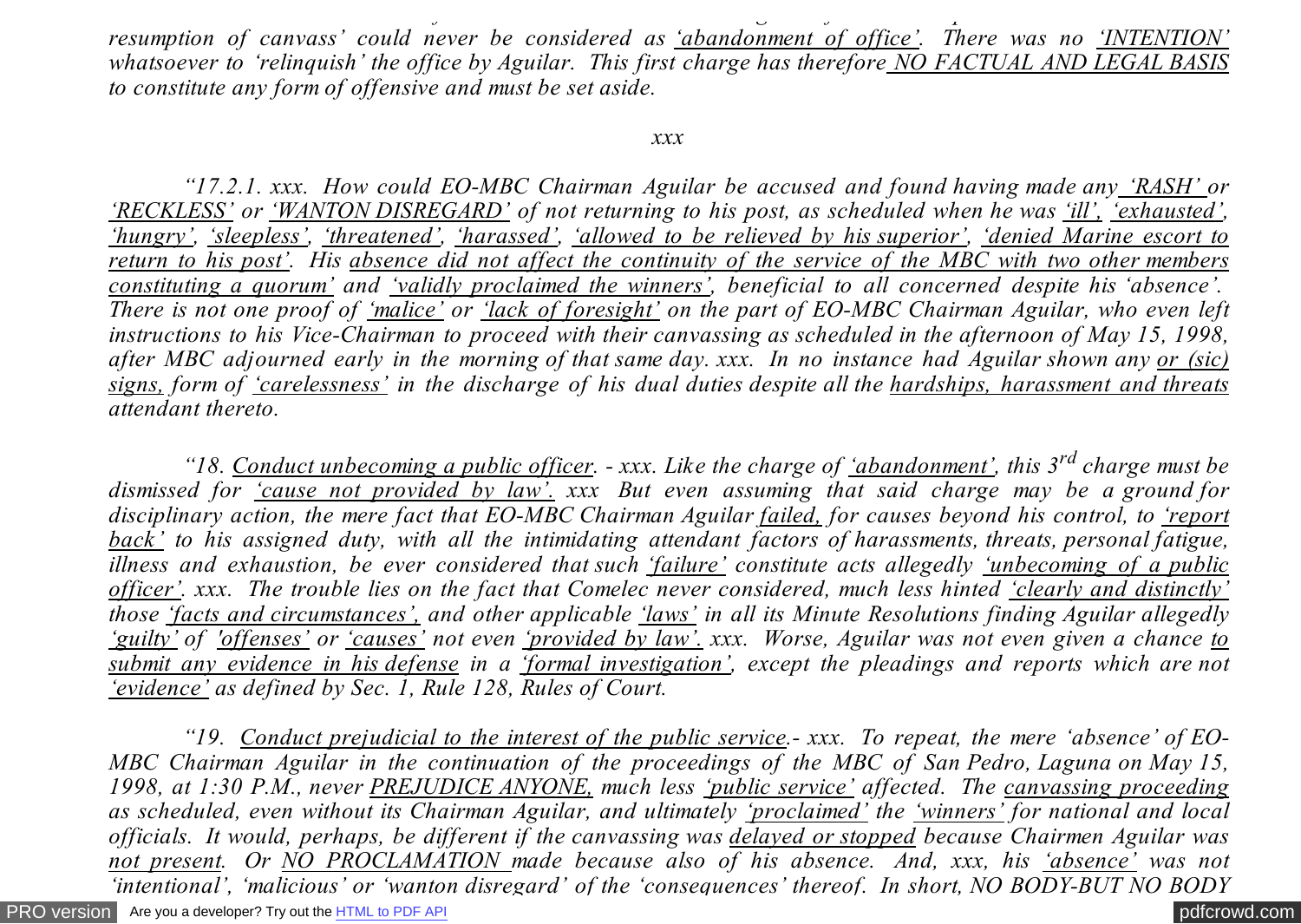*resumption of canvass' could never be considered as 'abandonment of office'. There was no 'INTENTION' whatsoever to 'relinquish' the office by Aguilar. This first charge has therefore NO FACTUAL AND LEGAL BASIS to constitute any form of offensive and must be set aside.*

*xxx*

*"17.2.1. xxx. How could EO-MBC Chairman Aguilar be accused and found having made any 'RASH' or 'RECKLESS' or 'WANTON DISREGARD' of not returning to his post, as scheduled when he was 'ill', 'exhausted', 'hungry', 'sleepless', 'threatened', 'harassed', 'allowed to be relieved by his superior', 'denied Marine escort to return to his post'. His absence did not affect the continuity of the service of the MBC with two other members constituting a quorum' and 'validly proclaimed the winners', beneficial to all concerned despite his 'absence'. There is not one proof of 'malice' or 'lack of foresight' on the part of EO-MBC Chairman Aguilar, who even left instructions to his Vice-Chairman to proceed with their canvassing as scheduled in the afternoon of May 15, 1998, after MBC adjourned early in the morning of that same day. xxx. In no instance had Aguilar shown any or (sic) signs, form of 'carelessness' in the discharge of his dual duties despite all the hardships, harassment and threats attendant thereto.*

*"18. Conduct unbecoming a public officer. - xxx. Like the charge of 'abandonment', this 3rd charge must be dismissed for 'cause not provided by law'. xxx But even assuming that said charge may be a ground for disciplinary action, the mere fact that EO-MBC Chairman Aguilar failed, for causes beyond his control, to 'report back' to his assigned duty, with all the intimidating attendant factors of harassments, threats, personal fatigue, illness and exhaustion, be ever considered that such 'failure' constitute acts allegedly 'unbecoming of a public officer'. xxx. The trouble lies on the fact that Comelec never considered, much less hinted 'clearly and distinctly' those 'facts and circumstances', and other applicable 'laws' in all its Minute Resolutions finding Aguilar allegedly 'guilty' of 'offenses' or 'causes' not even 'provided by law'. xxx. Worse, Aguilar was not even given a chance to submit any evidence in his defense in a 'formal investigation', except the pleadings and reports which are not 'evidence' as defined by Sec. 1, Rule 128, Rules of Court.*

*"19. Conduct prejudicial to the interest of the public service.- xxx. To repeat, the mere 'absence' of EO-MBC Chairman Aguilar in the continuation of the proceedings of the MBC of San Pedro, Laguna on May 15, 1998, at 1:30 P.M., never PREJUDICE ANYONE, much less 'public service' affected. The canvassing proceeding as scheduled, even without its Chairman Aguilar, and ultimately 'proclaimed' the 'winners' for national and local officials. It would, perhaps, be different if the canvassing was delayed or stopped because Chairmen Aguilar was not present. Or NO PROCLAMATION made because also of his absence. And, xxx, his 'absence' was not 'intentional', 'malicious' or 'wanton disregard' of the 'consequences' thereof. In short, NO BODY-BUT NO BODY*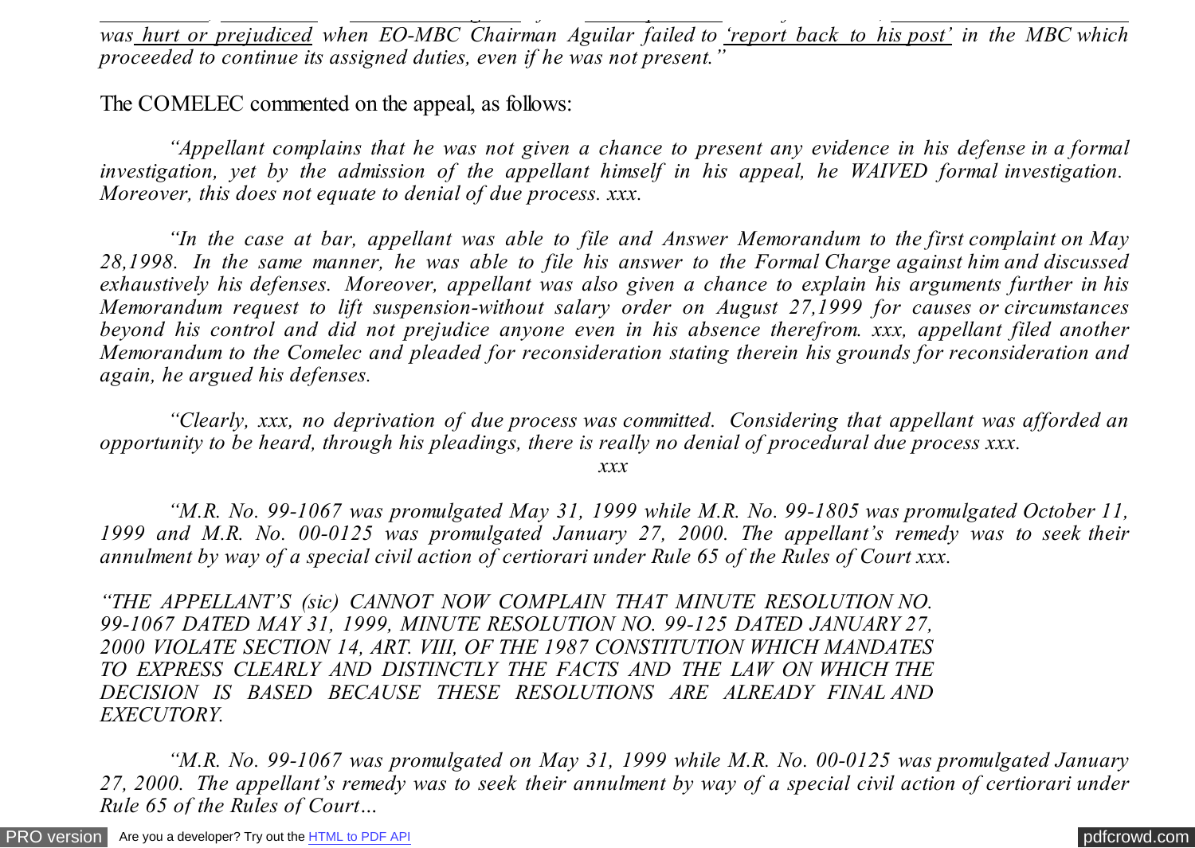*was hurt or prejudiced when EO-MBC Chairman Aguilar failed to 'report back to his post' in the MBC which proceeded to continue its assigned duties, even if he was not present."*

The COMELEC commented on the appeal, as follows:

*"Appellant complains that he was not given a chance to present any evidence in his defense in a formal investigation, yet by the admission of the appellant himself in his appeal, he WAIVED formal investigation. Moreover, this does not equate to denial of due process. xxx.*

*"In the case at bar, appellant was able to file and Answer Memorandum to the first complaint on May 28,1998. In the same manner, he was able to file his answer to the Formal Charge against him and discussed exhaustively his defenses. Moreover, appellant was also given a chance to explain his arguments further in his Memorandum request to lift suspension-without salary order on August 27,1999 for causes or circumstances beyond his control and did not prejudice anyone even in his absence therefrom. xxx, appellant filed another Memorandum to the Comelec and pleaded for reconsideration stating therein his grounds for reconsideration and again, he argued his defenses.*

*"Clearly, xxx, no deprivation of due process was committed. Considering that appellant was afforded an opportunity to be heard, through his pleadings, there is really no denial of procedural due process xxx.*

*xxx*

*"M.R. No. 99-1067 was promulgated May 31, 1999 while M.R. No. 99-1805 was promulgated October 11, 1999 and M.R. No. 00-0125 was promulgated January 27, 2000. The appellant's remedy was to seek their annulment by way of a special civil action of certiorari under Rule 65 of the Rules of Court xxx.*

*"THE APPELLANT'S (sic) CANNOT NOW COMPLAIN THAT MINUTE RESOLUTION NO. 99-1067 DATED MAY 31, 1999, MINUTE RESOLUTION NO. 99-125 DATED JANUARY 27, 2000 VIOLATE SECTION 14, ART. VIII, OF THE 1987 CONSTITUTION WHICH MANDATES TO EXPRESS CLEARLY AND DISTINCTLY THE FACTS AND THE LAW ON WHICH THE DECISION IS BASED BECAUSE THESE RESOLUTIONS ARE ALREADY FINAL AND EXECUTORY.*

*"M.R. No. 99-1067 was promulgated on May 31, 1999 while M.R. No. 00-0125 was promulgated January 27, 2000. The appellant's remedy was to seek their annulment by way of a special civil action of certiorari under Rule 65 of the Rules of Court…*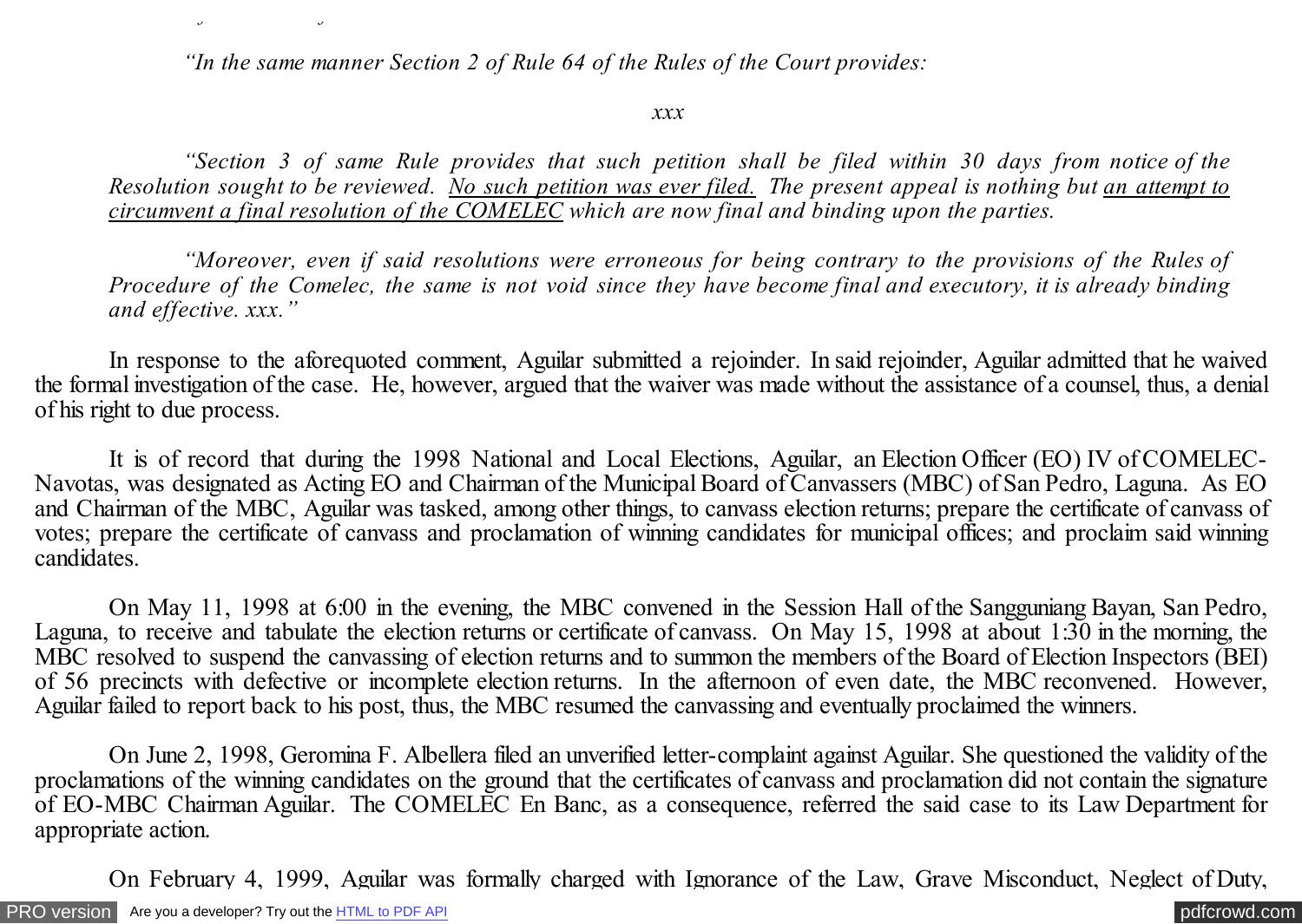*"In the same manner Section 2 of Rule 64 of the Rules of the Court provides:*

*xxx*

*"Section 3 of same Rule provides that such petition shall be filed within 30 days from notice of the Resolution sought to be reviewed. No such petition was ever filed. The present appeal is nothing but an attempt to circumvent a final resolution of the COMELEC which are now final and binding upon the parties.*

*"Moreover, even if said resolutions were erroneous for being contrary to the provisions of the Rules of Procedure of the Comelec, the same is not void since they have become final and executory, it is already binding and effective. xxx."*

In response to the aforequoted comment, Aguilar submitted a rejoinder. In said rejoinder, Aguilar admitted that he waived the formal investigation of the case. He, however, argued that the waiver was made without the assistance of a counsel, thus, a denial of his right to due process.

It is of record that during the 1998 National and Local Elections, Aguilar, an Election Officer (EO) IV of COMELEC-Navotas, was designated as Acting EO and Chairman of the Municipal Board of Canvassers (MBC) of San Pedro, Laguna. As EO and Chairman of the MBC, Aguilar was tasked, among other things, to canvass election returns; prepare the certificate of canvass of votes; prepare the certificate of canvass and proclamation of winning candidates for municipal offices; and proclaim said winning candidates.

On May 11, 1998 at 6:00 in the evening, the MBC convened in the Session Hall of the Sangguniang Bayan, San Pedro, Laguna, to receive and tabulate the election returns or certificate of canvass. On May 15, 1998 at about 1:30 in the morning, the MBC resolved to suspend the canvassing of election returns and to summon the members of the Board of Election Inspectors (BEI) of 56 precincts with defective or incomplete election returns. In the afternoon of even date, the MBC reconvened. However, Aguilar failed to report back to his post, thus, the MBC resumed the canvassing and eventually proclaimed the winners.

On June 2, 1998, Geromina F. Albellera filed an unverified letter-complaint against Aguilar. She questioned the validity of the proclamations of the winning candidates on the ground that the certificates of canvass and proclamation did not contain the signature of EO-MBC Chairman Aguilar. The COMELEC En Banc, as a consequence, referred the said case to its Law Department for appropriate action.

On February 4, 1999, Aguilar was formally charged with Ignorance of the Law, Grave Misconduct, Neglect of Duty,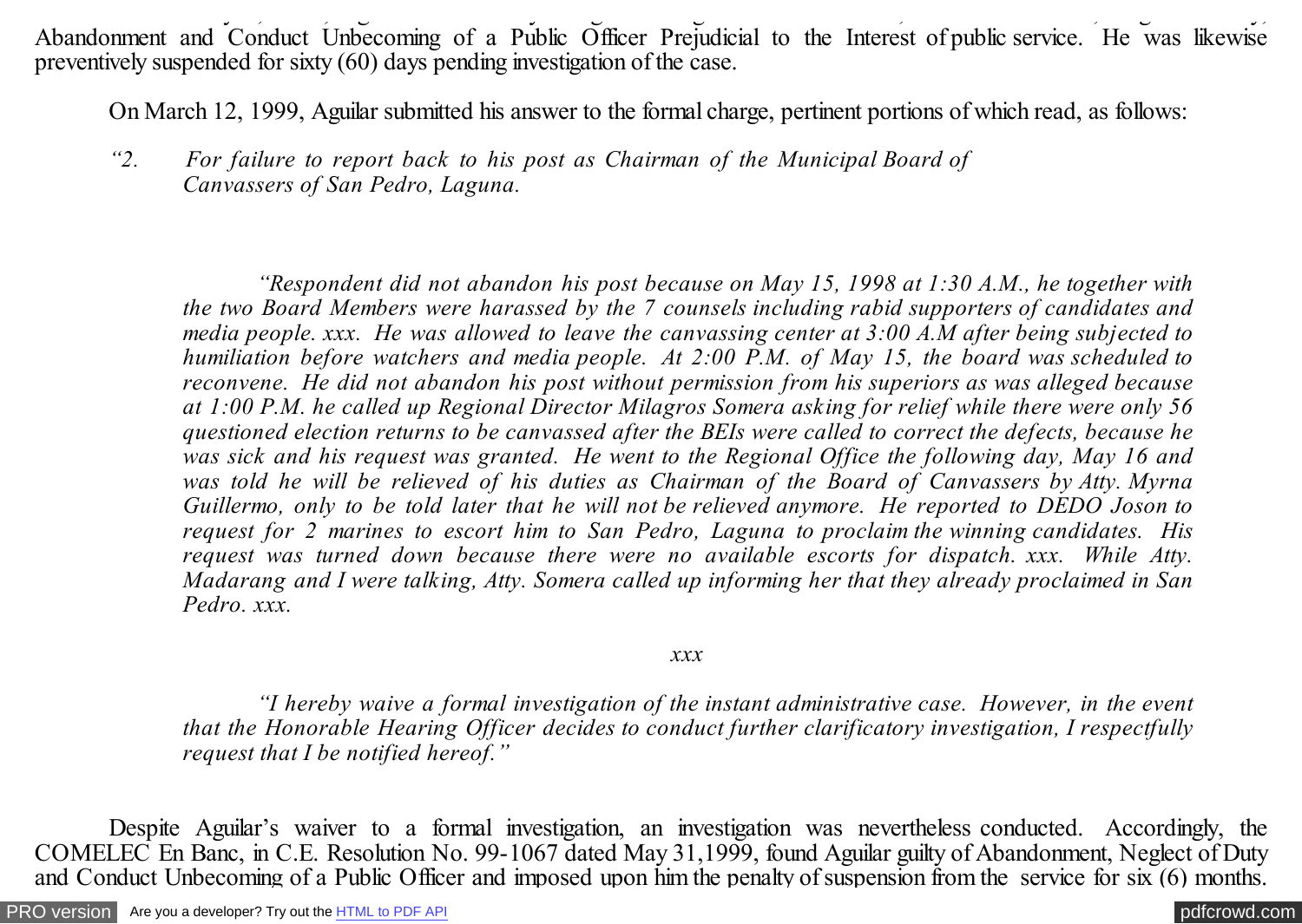Abandonment and Conduct Unbecoming of a Public Officer Prejudicial to the Interest of public service. He was likewise preventively suspended for sixty (60) days pending investigation of the case.

On March 12, 1999, Aguilar submitted his answer to the formal charge, pertinent portions of which read, as follows:

*"2. For failure to report back to his post as Chairman of the Municipal Board of Canvassers of San Pedro, Laguna.*

*"Respondent did not abandon his post because on May 15, 1998 at 1:30 A.M., he together with the two Board Members were harassed by the 7 counsels including rabid supporters of candidates and media people. xxx. He was allowed to leave the canvassing center at 3:00 A.M after being subjected to humiliation before watchers and media people. At 2:00 P.M. of May 15, the board was scheduled to reconvene. He did not abandon his post without permission from his superiors as was alleged because at 1:00 P.M. he called up Regional Director Milagros Somera asking for relief while there were only 56 questioned election returns to be canvassed after the BEIs were called to correct the defects, because he was sick and his request was granted. He went to the Regional Office the following day, May 16 and was told he will be relieved of his duties as Chairman of the Board of Canvassers by Atty. Myrna Guillermo, only to be told later that he will not be relieved anymore. He reported to DEDO Joson to request for 2 marines to escort him to San Pedro, Laguna to proclaim the winning candidates. His request was turned down because there were no available escorts for dispatch. xxx. While Atty. Madarang and I were talking, Atty. Somera called up informing her that they already proclaimed in San Pedro. xxx.*

*xxx*

*"I hereby waive a formal investigation of the instant administrative case. However, in the event that the Honorable Hearing Officer decides to conduct further clarificatory investigation, I respectfully request that I be notified hereof."*

Despite Aguilar's waiver to a formal investigation, an investigation was nevertheless conducted. Accordingly, the COMELEC En Banc, in C.E. Resolution No. 99-1067 dated May 31,1999, found Aguilar guilty of Abandonment, Neglect of Duty and Conduct Unbecoming of a Public Officer and imposed upon him the penalty of suspension from the service for six (6) months.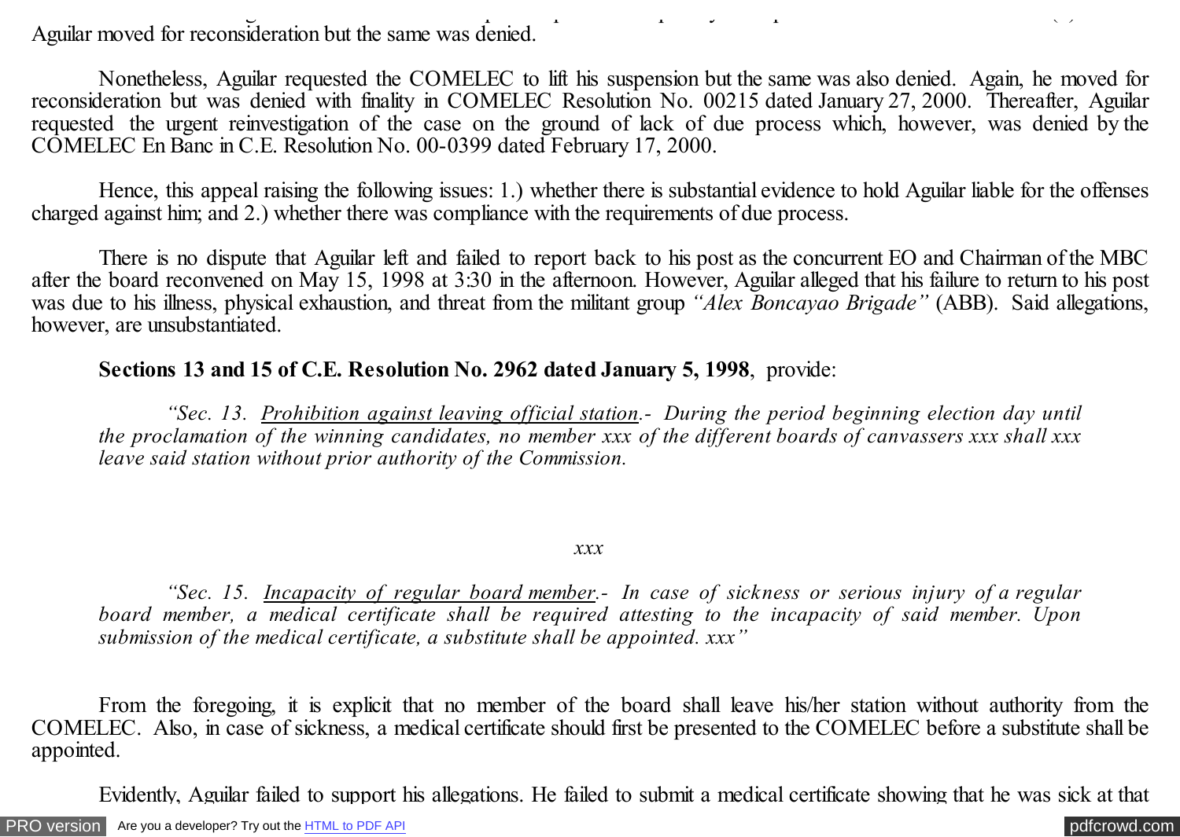Aguilar moved for reconsideration but the same was denied.

Nonetheless, Aguilar requested the COMELEC to lift his suspension but the same was also denied. Again, he moved for reconsideration but was denied with finality in COMELEC Resolution No. 00215 dated January 27, 2000. Thereafter, Aguilar requested the urgent reinvestigation of the case on the ground of lack of due process which, however, was denied by the COMELEC En Banc in C.E. Resolution No. 00-0399 dated February 17, 2000.

Hence, this appeal raising the following issues: 1.) whether there is substantial evidence to hold Aguilar liable for the offenses charged against him; and 2.) whether there was compliance with the requirements of due process.

There is no dispute that Aguilar left and failed to report back to his post as the concurrent EO and Chairman of the MBC after the board reconvened on May 15, 1998 at 3:30 in the afternoon. However, Aguilar alleged that his failure to return to his post was due to his illness, physical exhaustion, and threat from the militant group *"Alex Boncayao Brigade"* (ABB). Said allegations, however, are unsubstantiated.

**Sections 13 and 15 of C.E. Resolution No. 2962 dated January 5, 1998**, provide:

> *"Sec. 13. Prohibition against leaving official station.- During the period beginning election day until the proclamation of the winning candidates, no member xxx of the different boards of canvassers xxx shall xxx leave said station without prior authority of the Commission.*
>
> *xxx*
>
> *"Sec. 15. Incapacity of regular board member.- In case of sickness or serious injury of a regular board member, a medical certificate shall be required attesting to the incapacity of said member. Upon submission of the medical certificate, a substitute shall be appointed. xxx"*

From the foregoing, it is explicit that no member of the board shall leave his/her station without authority from the COMELEC. Also, in case of sickness, a medical certificate should first be presented to the COMELEC before a substitute shall be appointed.

Evidently, Aguilar failed to support his allegations. He failed to submit a medical certificate showing that he was sick at that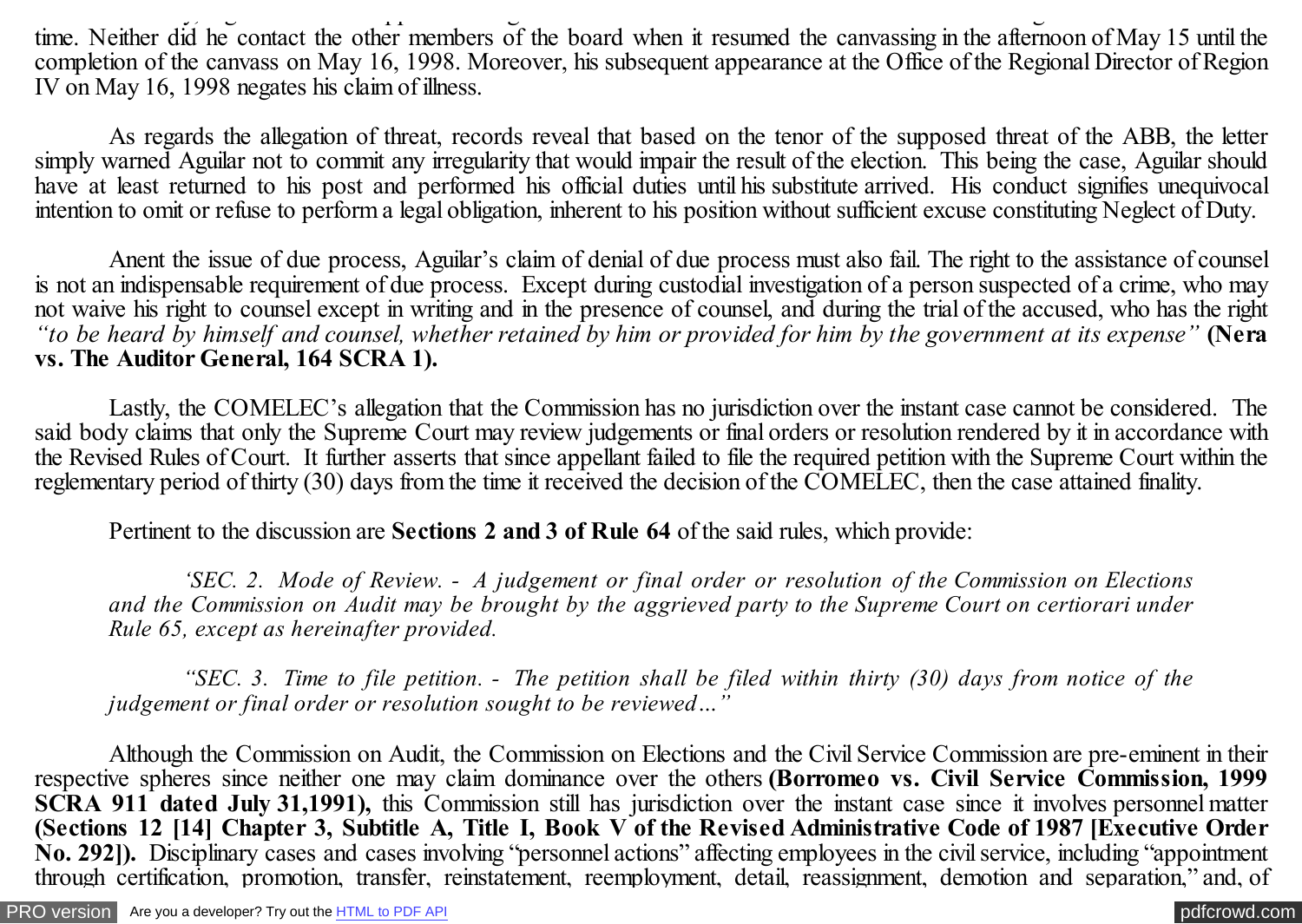time. Neither did he contact the other members of the board when it resumed the canvassing in the afternoon of May 15 until the completion of the canvass on May 16, 1998. Moreover, his subsequent appearance at the Office of the Regional Director of Region IV on May 16, 1998 negates his claim of illness.

As regards the allegation of threat, records reveal that based on the tenor of the supposed threat of the ABB, the letter simply warned Aguilar not to commit any irregularity that would impair the result of the election. This being the case, Aguilar should have at least returned to his post and performed his official duties until his substitute arrived. His conduct signifies unequivocal intention to omit or refuse to perform a legal obligation, inherent to his position without sufficient excuse constituting Neglect of Duty.

Anent the issue of due process, Aguilar's claim of denial of due process must also fail. The right to the assistance of counsel is not an indispensable requirement of due process. Except during custodial investigation of a person suspected of a crime, who may not waive his right to counsel except in writing and in the presence of counsel, and during the trial of the accused, who has the right *"to be heard by himself and counsel, whether retained by him or provided for him by the government at its expense"* **(Nera vs. The Auditor General, 164 SCRA 1).**

Lastly, the COMELEC's allegation that the Commission has no jurisdiction over the instant case cannot be considered. The said body claims that only the Supreme Court may review judgements or final orders or resolution rendered by it in accordance with the Revised Rules of Court. It further asserts that since appellant failed to file the required petition with the Supreme Court within the reglementary period of thirty (30) days from the time it received the decision of the COMELEC, then the case attained finality.

Pertinent to the discussion are **Sections 2 and 3 of Rule 64** of the said rules, which provide:

> *'SEC. 2. Mode of Review. - A judgement or final order or resolution of the Commission on Elections and the Commission on Audit may be brought by the aggrieved party to the Supreme Court on certiorari under Rule 65, except as hereinafter provided.*
>
> *"SEC. 3. Time to file petition. - The petition shall be filed within thirty (30) days from notice of the judgement or final order or resolution sought to be reviewed..."*

Although the Commission on Audit, the Commission on Elections and the Civil Service Commission are pre-eminent in their respective spheres since neither one may claim dominance over the others **(Borromeo vs. Civil Service Commission, 1999 SCRA 911 dated July 31,1991),** this Commission still has jurisdiction over the instant case since it involves personnel matter **(Sections 12 [14] Chapter 3, Subtitle A, Title I, Book V of the Revised Administrative Code of 1987 [Executive Order No. 292]).** Disciplinary cases and cases involving "personnel actions" affecting employees in the civil service, including "appointment through certification, promotion, transfer, reinstatement, reemployment, detail, reassignment, demotion and separation," and, of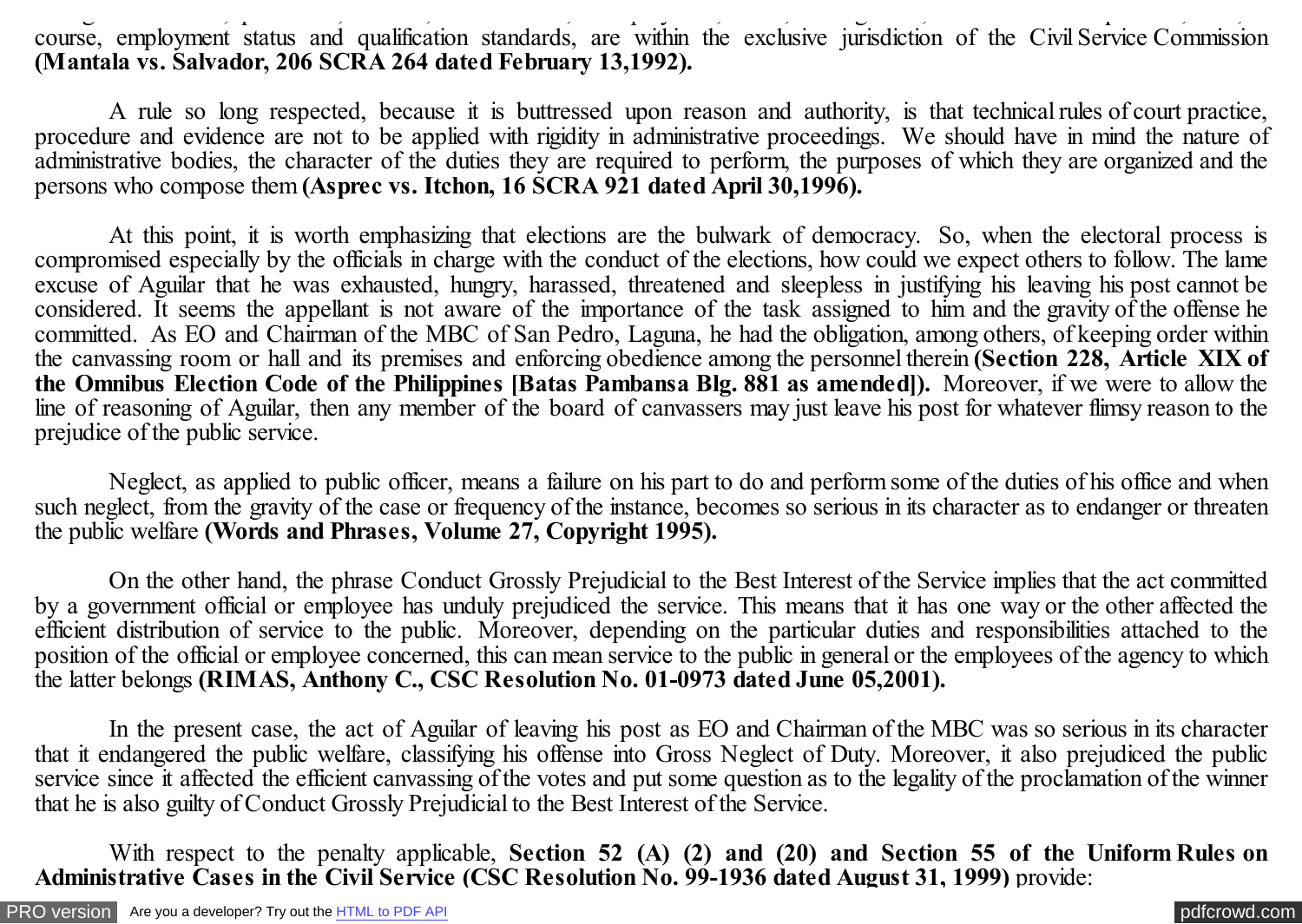course, employment status and qualification standards, are within the exclusive jurisdiction of the Civil Service Commission **(Mantala vs. Salvador, 206 SCRA 264 dated February 13,1992).**

A rule so long respected, because it is buttressed upon reason and authority, is that technical rules of court practice, procedure and evidence are not to be applied with rigidity in administrative proceedings. We should have in mind the nature of administrative bodies, the character of the duties they are required to perform, the purposes of which they are organized and the persons who compose them **(Asprec vs. Itchon, 16 SCRA 921 dated April 30,1996).**

At this point, it is worth emphasizing that elections are the bulwark of democracy. So, when the electoral process is compromised especially by the officials in charge with the conduct of the elections, how could we expect others to follow. The lame excuse of Aguilar that he was exhausted, hungry, harassed, threatened and sleepless in justifying his leaving his post cannot be considered. It seems the appellant is not aware of the importance of the task assigned to him and the gravity of the offense he committed. As EO and Chairman of the MBC of San Pedro, Laguna, he had the obligation, among others, of keeping order within the canvassing room or hall and its premises and enforcing obedience among the personnel therein **(Section 228, Article XIX of the Omnibus Election Code of the Philippines [Batas Pambansa Blg. 881 as amended]).** Moreover, if we were to allow the line of reasoning of Aguilar, then any member of the board of canvassers may just leave his post for whatever flimsy reason to the prejudice of the public service.

Neglect, as applied to public officer, means a failure on his part to do and perform some of the duties of his office and when such neglect, from the gravity of the case or frequency of the instance, becomes so serious in its character as to endanger or threaten the public welfare **(Words and Phrases, Volume 27, Copyright 1995).**

On the other hand, the phrase Conduct Grossly Prejudicial to the Best Interest of the Service implies that the act committed by a government official or employee has unduly prejudiced the service. This means that it has one way or the other affected the efficient distribution of service to the public. Moreover, depending on the particular duties and responsibilities attached to the position of the official or employee concerned, this can mean service to the public in general or the employees of the agency to which the latter belongs **(RIMAS, Anthony C., CSC Resolution No. 01-0973 dated June 05,2001).**

In the present case, the act of Aguilar of leaving his post as EO and Chairman of the MBC was so serious in its character that it endangered the public welfare, classifying his offense into Gross Neglect of Duty. Moreover, it also prejudiced the public service since it affected the efficient canvassing of the votes and put some question as to the legality of the proclamation of the winner that he is also guilty of Conduct Grossly Prejudicial to the Best Interest of the Service.

With respect to the penalty applicable, **Section 52 (A) (2) and (20) and Section 55 of the Uniform Rules on Administrative Cases in the Civil Service (CSC Resolution No. 99-1936 dated August 31, 1999)** provide: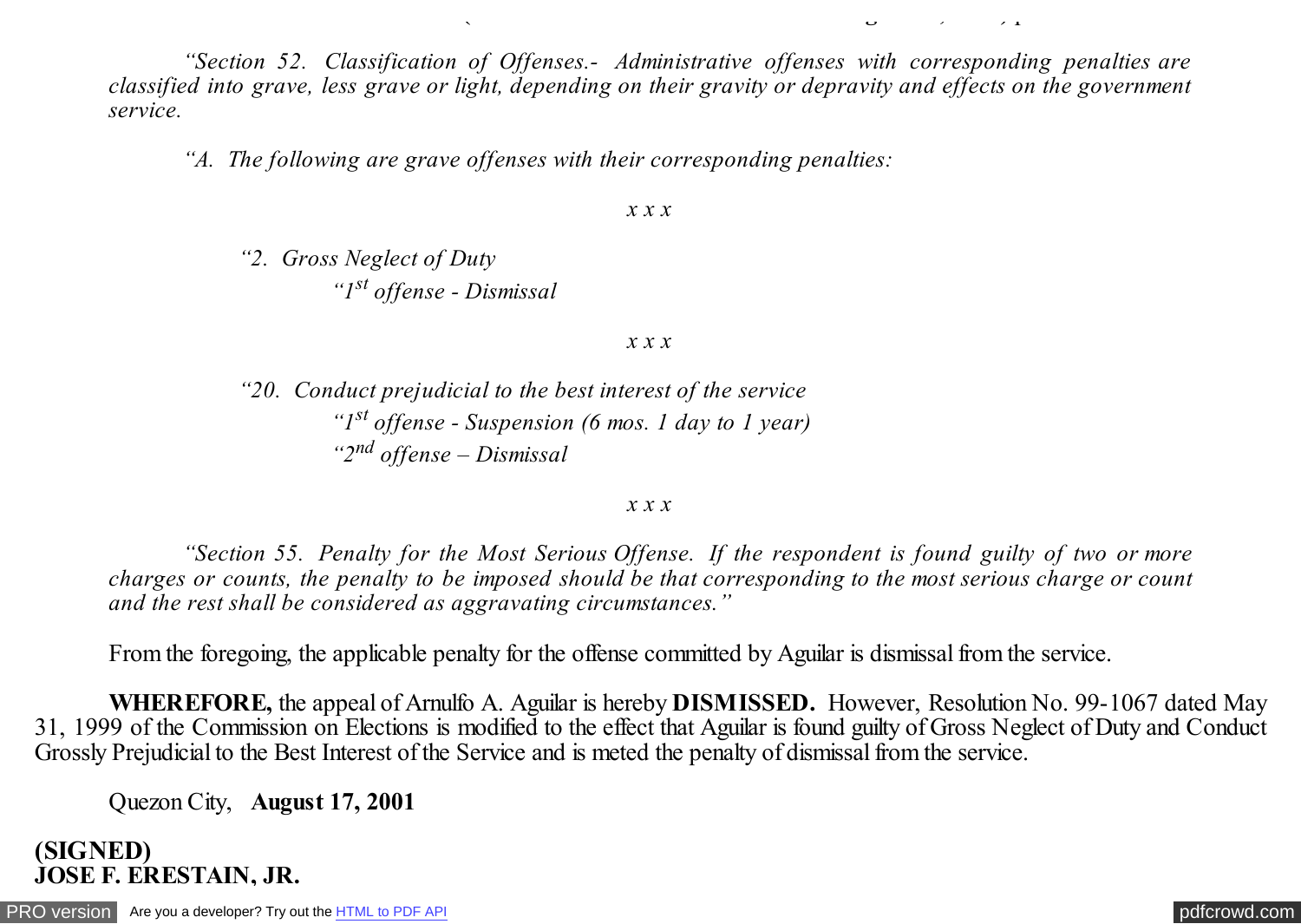*"Section 52. Classification of Offenses.- Administrative offenses with corresponding penalties are classified into grave, less grave or light, depending on their gravity or depravity and effects on the government service.*

*"A. The following are grave offenses with their corresponding penalties:*

*x x x*

*"2. Gross Neglect of Duty*
*"1st offense - Dismissal*

*x x x*

*"20. Conduct prejudicial to the best interest of the service*
*"1st offense - Suspension (6 mos. 1 day to 1 year)*
*"2nd offense – Dismissal*

*x x x*

*"Section 55. Penalty for the Most Serious Offense. If the respondent is found guilty of two or more charges or counts, the penalty to be imposed should be that corresponding to the most serious charge or count and the rest shall be considered as aggravating circumstances."*

From the foregoing, the applicable penalty for the offense committed by Aguilar is dismissal from the service.

**WHEREFORE,** the appeal of Arnulfo A. Aguilar is hereby **DISMISSED.** However, Resolution No. 99-1067 dated May 31, 1999 of the Commission on Elections is modified to the effect that Aguilar is found guilty of Gross Neglect of Duty and Conduct Grossly Prejudicial to the Best Interest of the Service and is meted the penalty of dismissal from the service.

Quezon City, **August 17, 2001**

**(SIGNED)**
**JOSE F. ERESTAIN, JR.**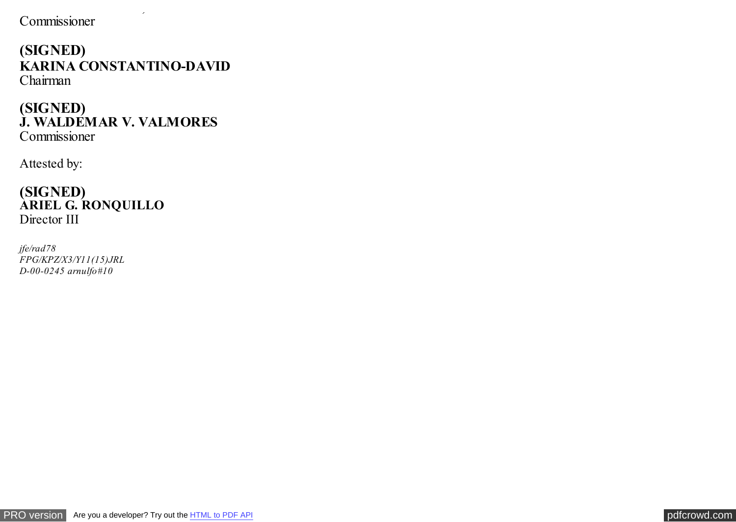Commissioner

**(SIGNED)**
**KARINA CONSTANTINO-DAVID**
Chairman

**(SIGNED)**
**J. WALDEMAR V. VALMORES**
Commissioner

Attested by:

**(SIGNED)**
**ARIEL G. RONQUILLO**
Director III

*jfe/rad78*
*FPG/KPZ/X3/Y11(15)JRL*
*D-00-0245 arnulfo#10*